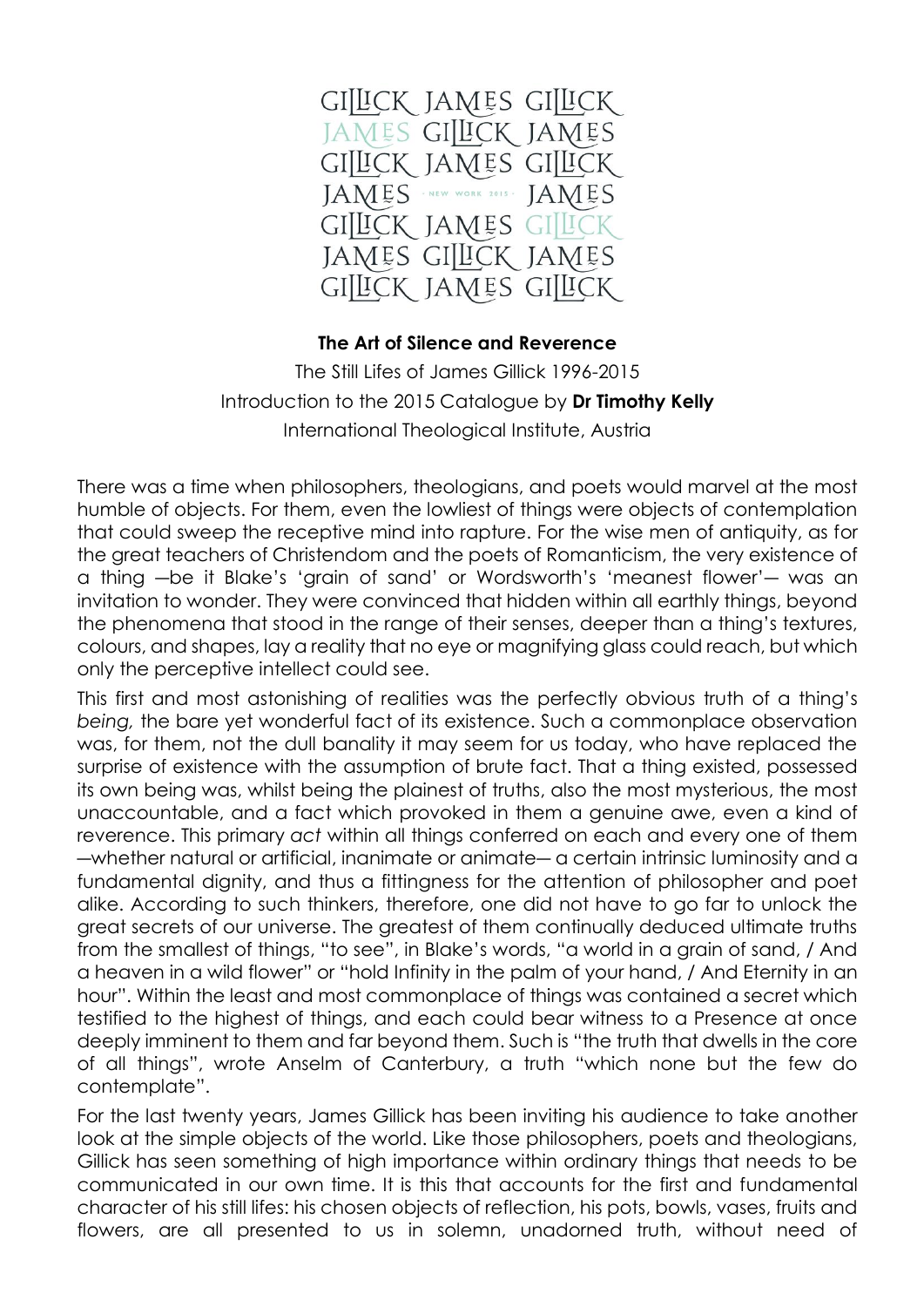GILLICK JAMES GILLICK
JAMES GILLICK JAMES
GILLICK JAMES GILLICK
JAMES · NEW WORK 2015 · JAMES
GILLICK JAMES GILLICK
JAMES GILLICK JAMES
GILLICK JAMES GILLICK

**The Art of Silence and Reverence**

The Still Lifes of James Gillick 1996-2015

Introduction to the 2015 Catalogue by **Dr Timothy Kelly**

International Theological Institute, Austria

There was a time when philosophers, theologians, and poets would marvel at the most humble of objects. For them, even the lowliest of things were objects of contemplation that could sweep the receptive mind into rapture. For the wise men of antiquity, as for the great teachers of Christendom and the poets of Romanticism, the very existence of a thing —be it Blake's 'grain of sand' or Wordsworth's 'meanest flower'— was an invitation to wonder. They were convinced that hidden within all earthly things, beyond the phenomena that stood in the range of their senses, deeper than a thing's textures, colours, and shapes, lay a reality that no eye or magnifying glass could reach, but which only the perceptive intellect could see.

This first and most astonishing of realities was the perfectly obvious truth of a thing's *being,* the bare yet wonderful fact of its existence. Such a commonplace observation was, for them, not the dull banality it may seem for us today, who have replaced the surprise of existence with the assumption of brute fact. That a thing existed, possessed its own being was, whilst being the plainest of truths, also the most mysterious, the most unaccountable, and a fact which provoked in them a genuine awe, even a kind of reverence. This primary *act* within all things conferred on each and every one of them —whether natural or artificial, inanimate or animate— a certain intrinsic luminosity and a fundamental dignity, and thus a fittingness for the attention of philosopher and poet alike. According to such thinkers, therefore, one did not have to go far to unlock the great secrets of our universe. The greatest of them continually deduced ultimate truths from the smallest of things, "to see", in Blake's words, "a world in a grain of sand, / And a heaven in a wild flower" or "hold Infinity in the palm of your hand, / And Eternity in an hour". Within the least and most commonplace of things was contained a secret which testified to the highest of things, and each could bear witness to a Presence at once deeply imminent to them and far beyond them. Such is "the truth that dwells in the core of all things", wrote Anselm of Canterbury, a truth "which none but the few do contemplate".

For the last twenty years, James Gillick has been inviting his audience to take another look at the simple objects of the world. Like those philosophers, poets and theologians, Gillick has seen something of high importance within ordinary things that needs to be communicated in our own time. It is this that accounts for the first and fundamental character of his still lifes: his chosen objects of reflection, his pots, bowls, vases, fruits and flowers, are all presented to us in solemn, unadorned truth, without need of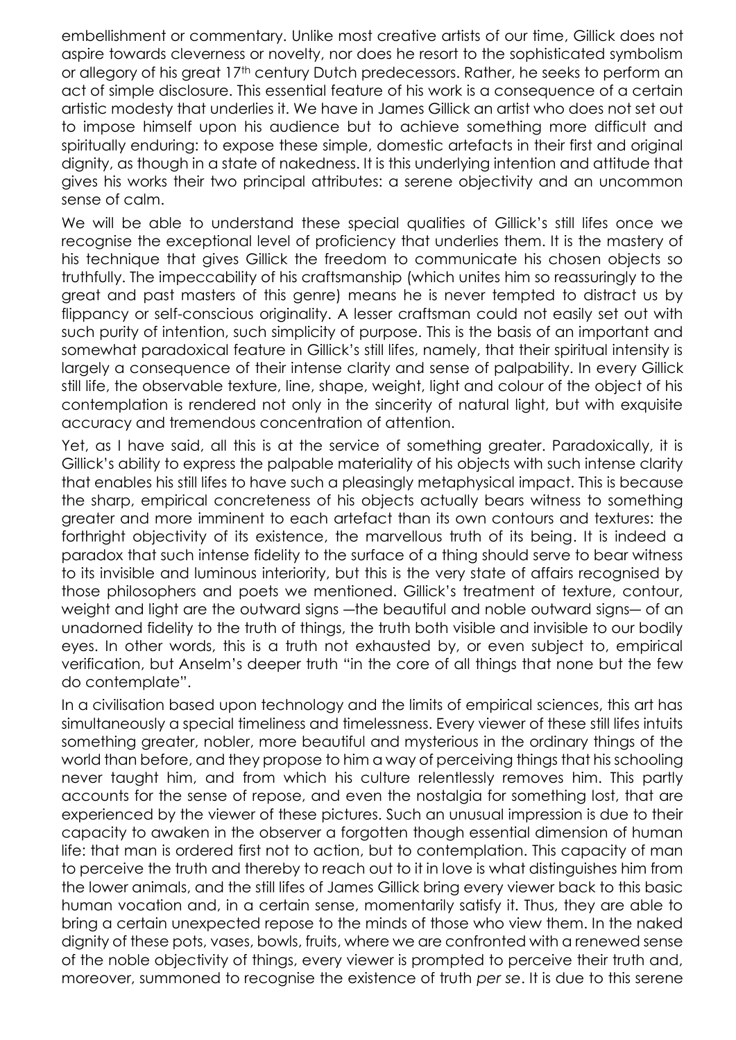embellishment or commentary. Unlike most creative artists of our time, Gillick does not aspire towards cleverness or novelty, nor does he resort to the sophisticated symbolism or allegory of his great 17th century Dutch predecessors. Rather, he seeks to perform an act of simple disclosure. This essential feature of his work is a consequence of a certain artistic modesty that underlies it. We have in James Gillick an artist who does not set out to impose himself upon his audience but to achieve something more difficult and spiritually enduring: to expose these simple, domestic artefacts in their first and original dignity, as though in a state of nakedness. It is this underlying intention and attitude that gives his works their two principal attributes: a serene objectivity and an uncommon sense of calm.

We will be able to understand these special qualities of Gillick's still lifes once we recognise the exceptional level of proficiency that underlies them. It is the mastery of his technique that gives Gillick the freedom to communicate his chosen objects so truthfully. The impeccability of his craftsmanship (which unites him so reassuringly to the great and past masters of this genre) means he is never tempted to distract us by flippancy or self-conscious originality. A lesser craftsman could not easily set out with such purity of intention, such simplicity of purpose. This is the basis of an important and somewhat paradoxical feature in Gillick's still lifes, namely, that their spiritual intensity is largely a consequence of their intense clarity and sense of palpability. In every Gillick still life, the observable texture, line, shape, weight, light and colour of the object of his contemplation is rendered not only in the sincerity of natural light, but with exquisite accuracy and tremendous concentration of attention.

Yet, as I have said, all this is at the service of something greater. Paradoxically, it is Gillick's ability to express the palpable materiality of his objects with such intense clarity that enables his still lifes to have such a pleasingly metaphysical impact. This is because the sharp, empirical concreteness of his objects actually bears witness to something greater and more imminent to each artefact than its own contours and textures: the forthright objectivity of its existence, the marvellous truth of its being. It is indeed a paradox that such intense fidelity to the surface of a thing should serve to bear witness to its invisible and luminous interiority, but this is the very state of affairs recognised by those philosophers and poets we mentioned. Gillick's treatment of texture, contour, weight and light are the outward signs —the beautiful and noble outward signs— of an unadorned fidelity to the truth of things, the truth both visible and invisible to our bodily eyes. In other words, this is a truth not exhausted by, or even subject to, empirical verification, but Anselm's deeper truth "in the core of all things that none but the few do contemplate".

In a civilisation based upon technology and the limits of empirical sciences, this art has simultaneously a special timeliness and timelessness. Every viewer of these still lifes intuits something greater, nobler, more beautiful and mysterious in the ordinary things of the world than before, and they propose to him a way of perceiving things that his schooling never taught him, and from which his culture relentlessly removes him. This partly accounts for the sense of repose, and even the nostalgia for something lost, that are experienced by the viewer of these pictures. Such an unusual impression is due to their capacity to awaken in the observer a forgotten though essential dimension of human life: that man is ordered first not to action, but to contemplation. This capacity of man to perceive the truth and thereby to reach out to it in love is what distinguishes him from the lower animals, and the still lifes of James Gillick bring every viewer back to this basic human vocation and, in a certain sense, momentarily satisfy it. Thus, they are able to bring a certain unexpected repose to the minds of those who view them. In the naked dignity of these pots, vases, bowls, fruits, where we are confronted with a renewed sense of the noble objectivity of things, every viewer is prompted to perceive their truth and, moreover, summoned to recognise the existence of truth *per se*. It is due to this serene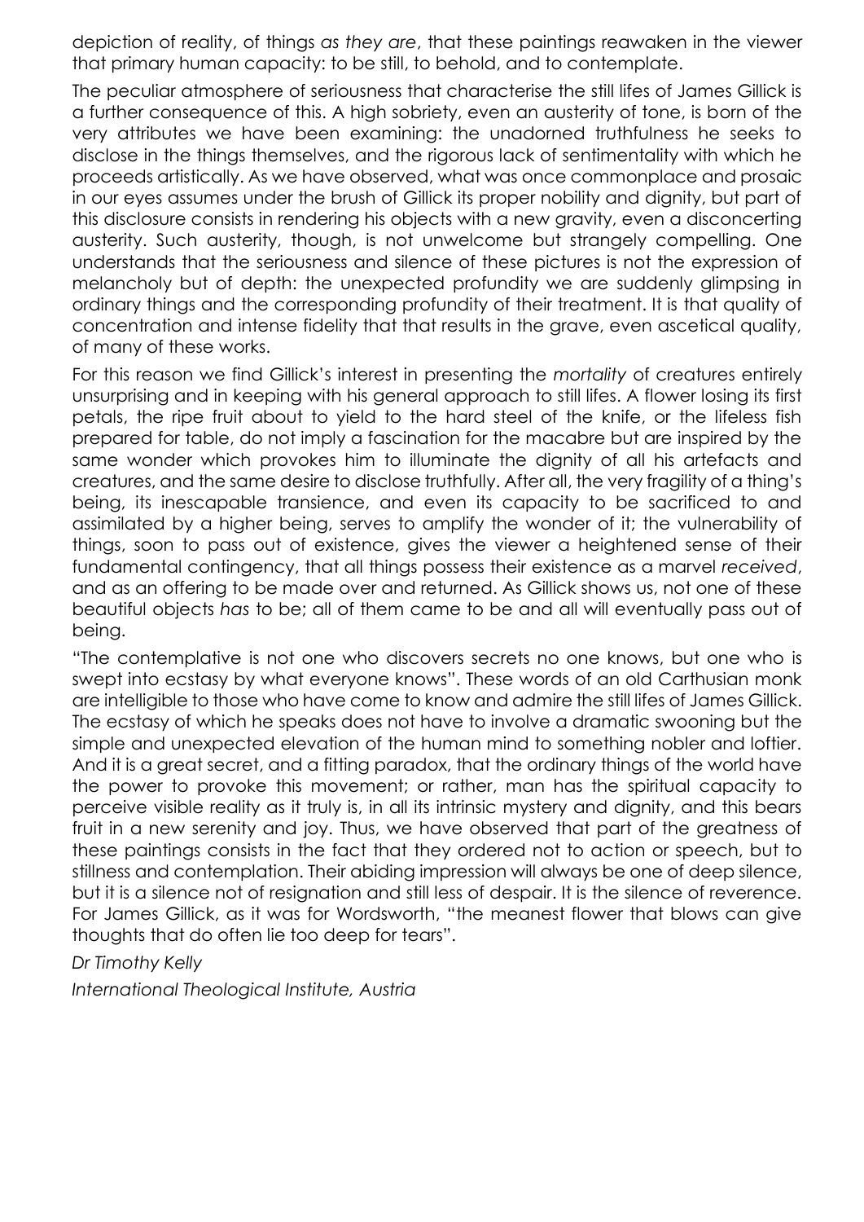depiction of reality, of things *as they are*, that these paintings reawaken in the viewer that primary human capacity: to be still, to behold, and to contemplate.

The peculiar atmosphere of seriousness that characterise the still lifes of James Gillick is a further consequence of this. A high sobriety, even an austerity of tone, is born of the very attributes we have been examining: the unadorned truthfulness he seeks to disclose in the things themselves, and the rigorous lack of sentimentality with which he proceeds artistically. As we have observed, what was once commonplace and prosaic in our eyes assumes under the brush of Gillick its proper nobility and dignity, but part of this disclosure consists in rendering his objects with a new gravity, even a disconcerting austerity. Such austerity, though, is not unwelcome but strangely compelling. One understands that the seriousness and silence of these pictures is not the expression of melancholy but of depth: the unexpected profundity we are suddenly glimpsing in ordinary things and the corresponding profundity of their treatment. It is that quality of concentration and intense fidelity that that results in the grave, even ascetical quality, of many of these works.

For this reason we find Gillick's interest in presenting the *mortality* of creatures entirely unsurprising and in keeping with his general approach to still lifes. A flower losing its first petals, the ripe fruit about to yield to the hard steel of the knife, or the lifeless fish prepared for table, do not imply a fascination for the macabre but are inspired by the same wonder which provokes him to illuminate the dignity of all his artefacts and creatures, and the same desire to disclose truthfully. After all, the very fragility of a thing's being, its inescapable transience, and even its capacity to be sacrificed to and assimilated by a higher being, serves to amplify the wonder of it; the vulnerability of things, soon to pass out of existence, gives the viewer a heightened sense of their fundamental contingency, that all things possess their existence as a marvel *received*, and as an offering to be made over and returned. As Gillick shows us, not one of these beautiful objects *has* to be; all of them came to be and all will eventually pass out of being.

"The contemplative is not one who discovers secrets no one knows, but one who is swept into ecstasy by what everyone knows". These words of an old Carthusian monk are intelligible to those who have come to know and admire the still lifes of James Gillick. The ecstasy of which he speaks does not have to involve a dramatic swooning but the simple and unexpected elevation of the human mind to something nobler and loftier. And it is a great secret, and a fitting paradox, that the ordinary things of the world have the power to provoke this movement; or rather, man has the spiritual capacity to perceive visible reality as it truly is, in all its intrinsic mystery and dignity, and this bears fruit in a new serenity and joy. Thus, we have observed that part of the greatness of these paintings consists in the fact that they ordered not to action or speech, but to stillness and contemplation. Their abiding impression will always be one of deep silence, but it is a silence not of resignation and still less of despair. It is the silence of reverence. For James Gillick, as it was for Wordsworth, "the meanest flower that blows can give thoughts that do often lie too deep for tears".

*Dr Timothy Kelly*

*International Theological Institute, Austria*